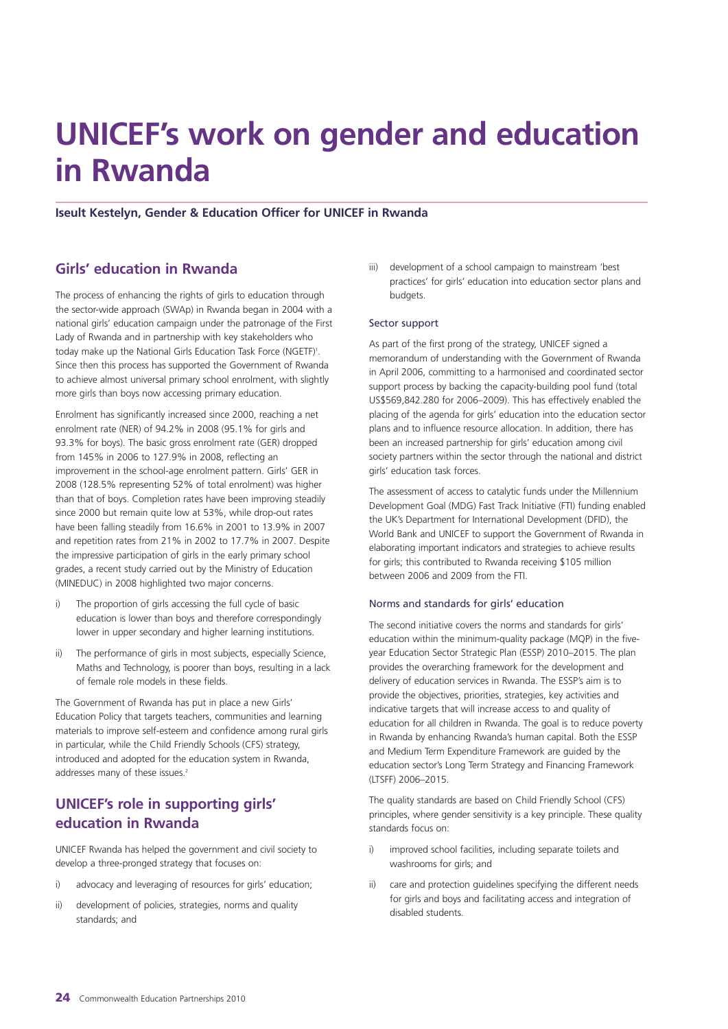# UNICEF's work on gender and education in Rwanda

**Iseult Kestelyn, Gender & Education Officer for UNICEF in Rwanda**

## Girls' education in Rwanda

The process of enhancing the rights of girls to education through the sector-wide approach (SWAp) in Rwanda began in 2004 with a national girls' education campaign under the patronage of the First Lady of Rwanda and in partnership with key stakeholders who today make up the National Girls Education Task Force (NGETF)[1]. Since then this process has supported the Government of Rwanda to achieve almost universal primary school enrolment, with slightly more girls than boys now accessing primary education.

Enrolment has significantly increased since 2000, reaching a net enrolment rate (NER) of 94.2% in 2008 (95.1% for girls and 93.3% for boys). The basic gross enrolment rate (GER) dropped from 145% in 2006 to 127.9% in 2008, reflecting an improvement in the school-age enrolment pattern. Girls' GER in 2008 (128.5% representing 52% of total enrolment) was higher than that of boys. Completion rates have been improving steadily since 2000 but remain quite low at 53%, while drop-out rates have been falling steadily from 16.6% in 2001 to 13.9% in 2007 and repetition rates from 21% in 2002 to 17.7% in 2007. Despite the impressive participation of girls in the early primary school grades, a recent study carried out by the Ministry of Education (MINEDUC) in 2008 highlighted two major concerns.

i) The proportion of girls accessing the full cycle of basic education is lower than boys and therefore correspondingly lower in upper secondary and higher learning institutions.

ii) The performance of girls in most subjects, especially Science, Maths and Technology, is poorer than boys, resulting in a lack of female role models in these fields.

The Government of Rwanda has put in place a new Girls' Education Policy that targets teachers, communities and learning materials to improve self-esteem and confidence among rural girls in particular, while the Child Friendly Schools (CFS) strategy, introduced and adopted for the education system in Rwanda, addresses many of these issues.[2]

## UNICEF's role in supporting girls' education in Rwanda

UNICEF Rwanda has helped the government and civil society to develop a three-pronged strategy that focuses on:

i) advocacy and leveraging of resources for girls' education;

ii) development of policies, strategies, norms and quality standards; and

iii) development of a school campaign to mainstream 'best practices' for girls' education into education sector plans and budgets.

### Sector support

As part of the first prong of the strategy, UNICEF signed a memorandum of understanding with the Government of Rwanda in April 2006, committing to a harmonised and coordinated sector support process by backing the capacity-building pool fund (total US$569,842.280 for 2006–2009). This has effectively enabled the placing of the agenda for girls' education into the education sector plans and to influence resource allocation. In addition, there has been an increased partnership for girls' education among civil society partners within the sector through the national and district girls' education task forces.

The assessment of access to catalytic funds under the Millennium Development Goal (MDG) Fast Track Initiative (FTI) funding enabled the UK's Department for International Development (DFID), the World Bank and UNICEF to support the Government of Rwanda in elaborating important indicators and strategies to achieve results for girls; this contributed to Rwanda receiving $105 million between 2006 and 2009 from the FTI.

### Norms and standards for girls' education

The second initiative covers the norms and standards for girls' education within the minimum-quality package (MQP) in the five-year Education Sector Strategic Plan (ESSP) 2010–2015. The plan provides the overarching framework for the development and delivery of education services in Rwanda. The ESSP's aim is to provide the objectives, priorities, strategies, key activities and indicative targets that will increase access to and quality of education for all children in Rwanda. The goal is to reduce poverty in Rwanda by enhancing Rwanda's human capital. Both the ESSP and Medium Term Expenditure Framework are guided by the education sector's Long Term Strategy and Financing Framework (LTSFF) 2006–2015.

The quality standards are based on Child Friendly School (CFS) principles, where gender sensitivity is a key principle. These quality standards focus on:

i) improved school facilities, including separate toilets and washrooms for girls; and

ii) care and protection guidelines specifying the different needs for girls and boys and facilitating access and integration of disabled students.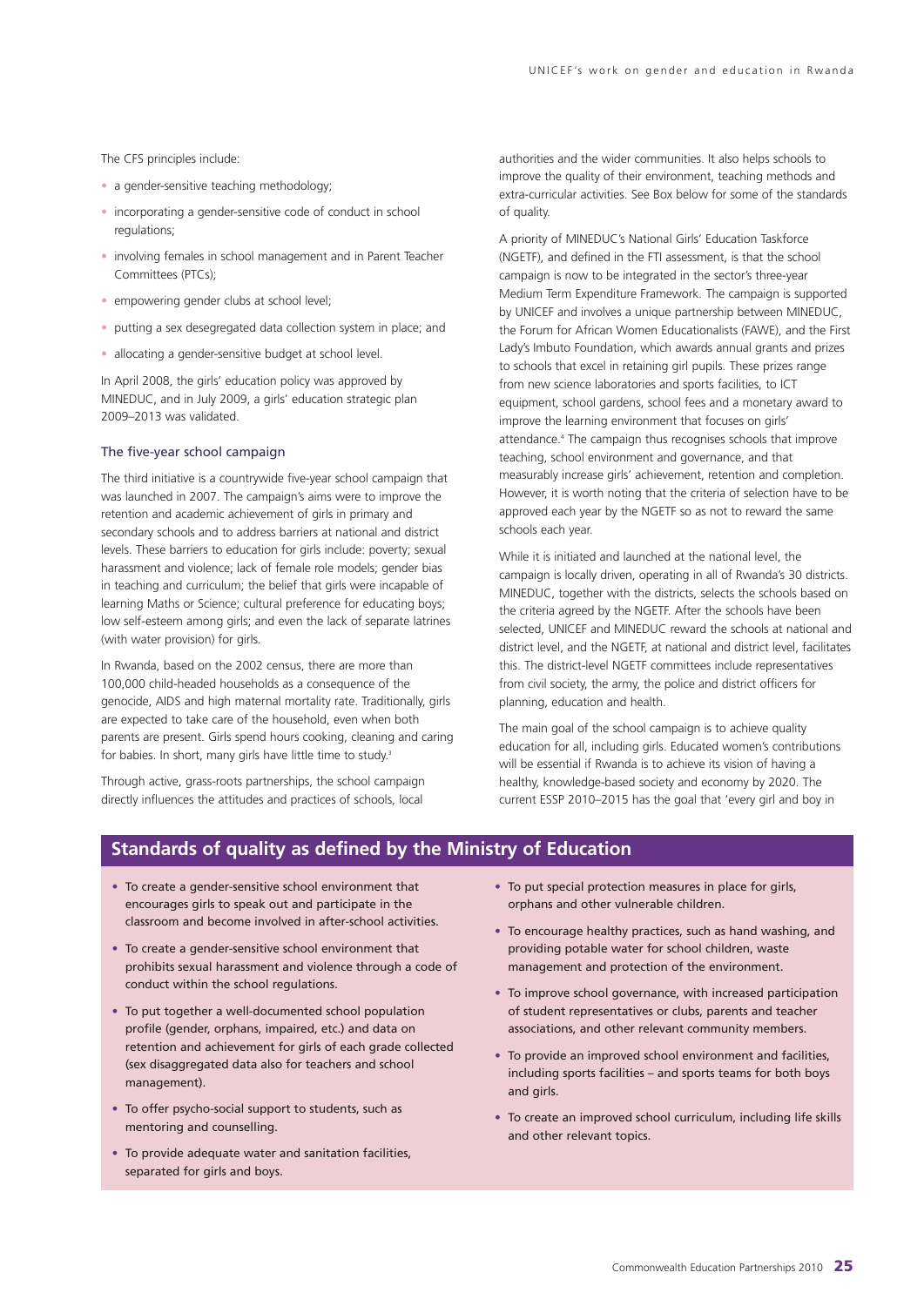The CFS principles include:

- a gender-sensitive teaching methodology;
- incorporating a gender-sensitive code of conduct in school regulations;
- involving females in school management and in Parent Teacher Committees (PTCs);
- empowering gender clubs at school level;
- putting a sex desegregated data collection system in place; and
- allocating a gender-sensitive budget at school level.

In April 2008, the girls' education policy was approved by MINEDUC, and in July 2009, a girls' education strategic plan 2009–2013 was validated.

### The five-year school campaign

The third initiative is a countrywide five-year school campaign that was launched in 2007. The campaign's aims were to improve the retention and academic achievement of girls in primary and secondary schools and to address barriers at national and district levels. These barriers to education for girls include: poverty; sexual harassment and violence; lack of female role models; gender bias in teaching and curriculum; the belief that girls were incapable of learning Maths or Science; cultural preference for educating boys; low self-esteem among girls; and even the lack of separate latrines (with water provision) for girls.

In Rwanda, based on the 2002 census, there are more than 100,000 child-headed households as a consequence of the genocide, AIDS and high maternal mortality rate. Traditionally, girls are expected to take care of the household, even when both parents are present. Girls spend hours cooking, cleaning and caring for babies. In short, many girls have little time to study.[3]

Through active, grass-roots partnerships, the school campaign directly influences the attitudes and practices of schools, local authorities and the wider communities. It also helps schools to improve the quality of their environment, teaching methods and extra-curricular activities. See Box below for some of the standards of quality.

A priority of MINEDUC's National Girls' Education Taskforce (NGETF), and defined in the FTI assessment, is that the school campaign is now to be integrated in the sector's three-year Medium Term Expenditure Framework. The campaign is supported by UNICEF and involves a unique partnership between MINEDUC, the Forum for African Women Educationalists (FAWE), and the First Lady's Imbuto Foundation, which awards annual grants and prizes to schools that excel in retaining girl pupils. These prizes range from new science laboratories and sports facilities, to ICT equipment, school gardens, school fees and a monetary award to improve the learning environment that focuses on girls' attendance.[4] The campaign thus recognises schools that improve teaching, school environment and governance, and that measurably increase girls' achievement, retention and completion. However, it is worth noting that the criteria of selection have to be approved each year by the NGETF so as not to reward the same schools each year.

While it is initiated and launched at the national level, the campaign is locally driven, operating in all of Rwanda's 30 districts. MINEDUC, together with the districts, selects the schools based on the criteria agreed by the NGETF. After the schools have been selected, UNICEF and MINEDUC reward the schools at national and district level, and the NGETF, at national and district level, facilitates this. The district-level NGETF committees include representatives from civil society, the army, the police and district officers for planning, education and health.

The main goal of the school campaign is to achieve quality education for all, including girls. Educated women's contributions will be essential if Rwanda is to achieve its vision of having a healthy, knowledge-based society and economy by 2020. The current ESSP 2010–2015 has the goal that 'every girl and boy in

## Standards of quality as defined by the Ministry of Education

- To create a gender-sensitive school environment that encourages girls to speak out and participate in the classroom and become involved in after-school activities.
- To create a gender-sensitive school environment that prohibits sexual harassment and violence through a code of conduct within the school regulations.
- To put together a well-documented school population profile (gender, orphans, impaired, etc.) and data on retention and achievement for girls of each grade collected (sex disaggregated data also for teachers and school management).
- To offer psycho-social support to students, such as mentoring and counselling.
- To provide adequate water and sanitation facilities, separated for girls and boys.
- To put special protection measures in place for girls, orphans and other vulnerable children.
- To encourage healthy practices, such as hand washing, and providing potable water for school children, waste management and protection of the environment.
- To improve school governance, with increased participation of student representatives or clubs, parents and teacher associations, and other relevant community members.
- To provide an improved school environment and facilities, including sports facilities – and sports teams for both boys and girls.
- To create an improved school curriculum, including life skills and other relevant topics.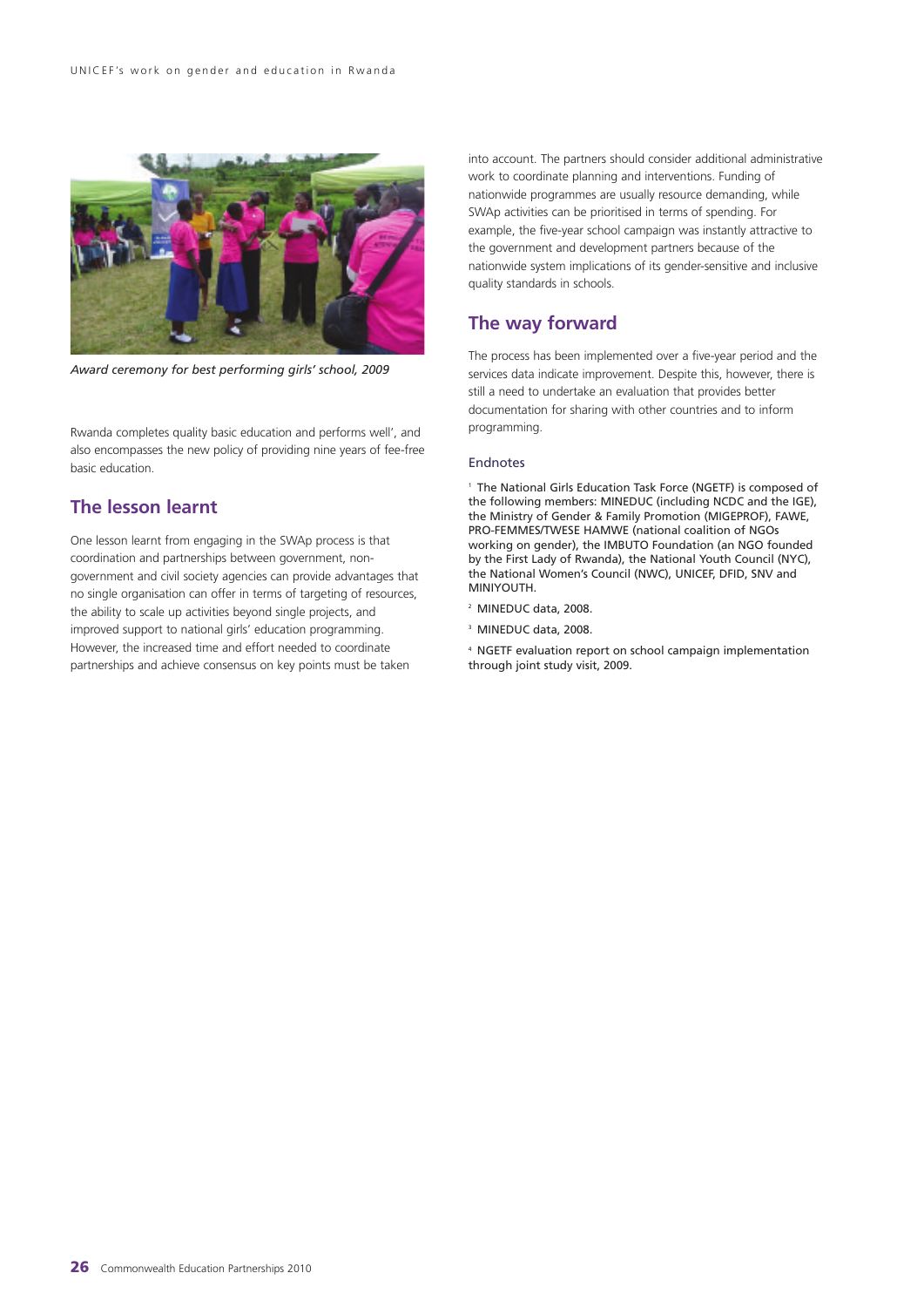*Award ceremony for best performing girls' school, 2009*

Rwanda completes quality basic education and performs well', and also encompasses the new policy of providing nine years of fee-free basic education.

## The lesson learnt

One lesson learnt from engaging in the SWAp process is that coordination and partnerships between government, non-government and civil society agencies can provide advantages that no single organisation can offer in terms of targeting of resources, the ability to scale up activities beyond single projects, and improved support to national girls' education programming. However, the increased time and effort needed to coordinate partnerships and achieve consensus on key points must be taken into account. The partners should consider additional administrative work to coordinate planning and interventions. Funding of nationwide programmes are usually resource demanding, while SWAp activities can be prioritised in terms of spending. For example, the five-year school campaign was instantly attractive to the government and development partners because of the nationwide system implications of its gender-sensitive and inclusive quality standards in schools.

## The way forward

The process has been implemented over a five-year period and the services data indicate improvement. Despite this, however, there is still a need to undertake an evaluation that provides better documentation for sharing with other countries and to inform programming.

### Endnotes

[1] The National Girls Education Task Force (NGETF) is composed of the following members: MINEDUC (including NCDC and the IGE), the Ministry of Gender & Family Promotion (MIGEPROF), FAWE, PRO-FEMMES/TWESE HAMWE (national coalition of NGOs working on gender), the IMBUTO Foundation (an NGO founded by the First Lady of Rwanda), the National Youth Council (NYC), the National Women's Council (NWC), UNICEF, DFID, SNV and MINIYOUTH.

[2] MINEDUC data, 2008.

[3] MINEDUC data, 2008.

[4] NGETF evaluation report on school campaign implementation through joint study visit, 2009.